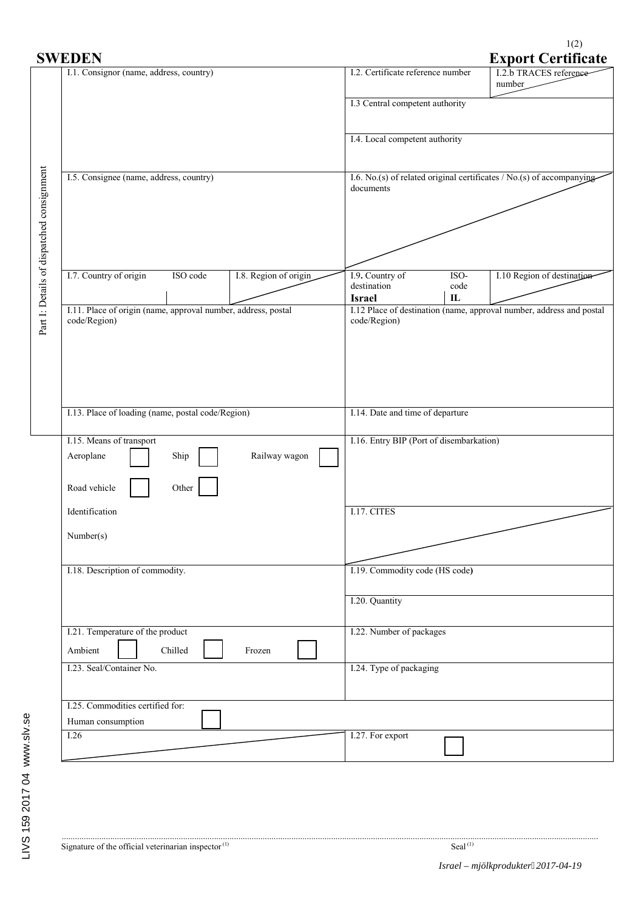# SWEDEN

## Export Certificate

**Part I: Details of dispatched consignment**

| | |
|---|---|
| I.1. Consignor (name, address, country) | I.2. Certificate reference number / I.2.b TRACES reference number |
| | I.3 Central competent authority |
| | I.4. Local competent authority |
| I.5. Consignee (name, address, country) | I.6. No.(s) of related original certificates / No.(s) of accompanying documents |
| I.7. Country of origin / ISO code / I.8. Region of origin | I.9. Country of destination: **Israel** / ISO-code: **IL** / I.10 Region of destination |
| I.11. Place of origin (name, approval number, address, postal code/Region) | I.12 Place of destination (name, approval number, address and postal code/Region) |
| I.13. Place of loading (name, postal code/Region) | I.14. Date and time of departure |
| I.15. Means of transport<br>Aeroplane ☐ Ship ☐ Railway wagon ☐<br>Road vehicle ☐ Other ☐<br>Identification<br>Number(s) | I.16. Entry BIP (Port of disembarkation) |
| | I.17. CITES |
| I.18. Description of commodity. | I.19. Commodity code (HS code) |
| | I.20. Quantity |
| I.21. Temperature of the product<br>Ambient ☐ Chilled ☐ Frozen ☐ | I.22. Number of packages |
| I.23. Seal/Container No. | I.24. Type of packaging |
| I.25. Commodities certified for:<br>Human consumption ☐ | |
| I.26 | I.27. For export ☐ |

.............................................................................................................................

Signature of the official veterinarian inspector (1) Seal (1)

*Israel – mjölkprodukter 2017-04-19*

LIVS 159 2017 04 www.slv.se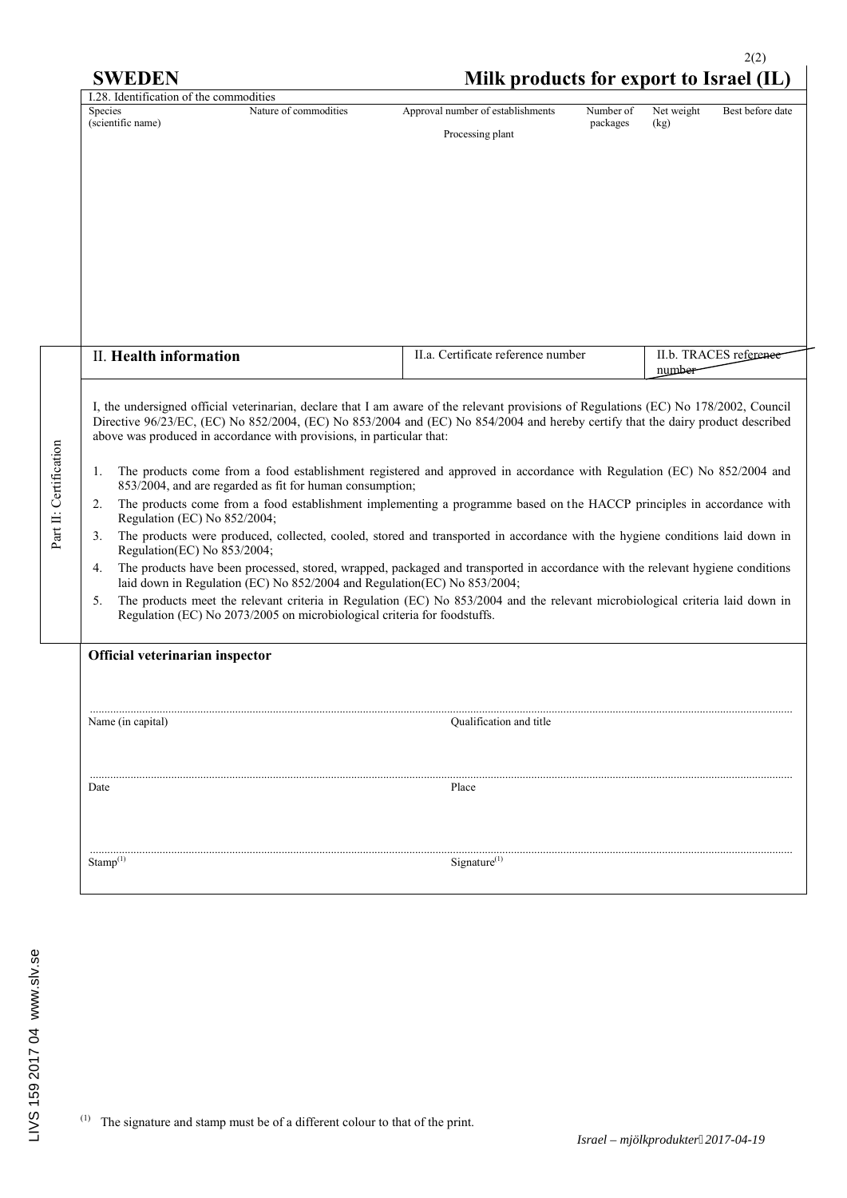# SWEDEN

## Milk products for export to Israel (IL)

I.28. Identification of the commodities

| Species (scientific name) | Nature of commodities | Approval number of establishments<br>Processing plant | Number of packages | Net weight (kg) | Best before date |
|---|---|---|---|---|---|
| | | | | | |

Part II: Certification

| II. Health information | II.a. Certificate reference number | ~~II.b. TRACES reference number~~ |
|---|---|---|

I, the undersigned official veterinarian, declare that I am aware of the relevant provisions of Regulations (EC) No 178/2002, Council Directive 96/23/EC, (EC) No 852/2004, (EC) No 853/2004 and (EC) No 854/2004 and hereby certify that the dairy product described above was produced in accordance with provisions, in particular that:

1. The products come from a food establishment registered and approved in accordance with Regulation (EC) No 852/2004 and 853/2004, and are regarded as fit for human consumption;
2. The products come from a food establishment implementing a programme based on the HACCP principles in accordance with Regulation (EC) No 852/2004;
3. The products were produced, collected, cooled, stored and transported in accordance with the hygiene conditions laid down in Regulation(EC) No 853/2004;
4. The products have been processed, stored, wrapped, packaged and transported in accordance with the relevant hygiene conditions laid down in Regulation (EC) No 852/2004 and Regulation(EC) No 853/2004;
5. The products meet the relevant criteria in Regulation (EC) No 853/2004 and the relevant microbiological criteria laid down in Regulation (EC) No 2073/2005 on microbiological criteria for foodstuffs.

**Official veterinarian inspector**

Name (in capital) ................................ Qualification and title ................................

Date ................................ Place ................................

Stamp[1] ................................ Signature[1] ................................

[1] The signature and stamp must be of a different colour to that of the print.

LIVS 159 2017 04 www.slv.se

*Israel – mjölkprodukter 2017-04-19*